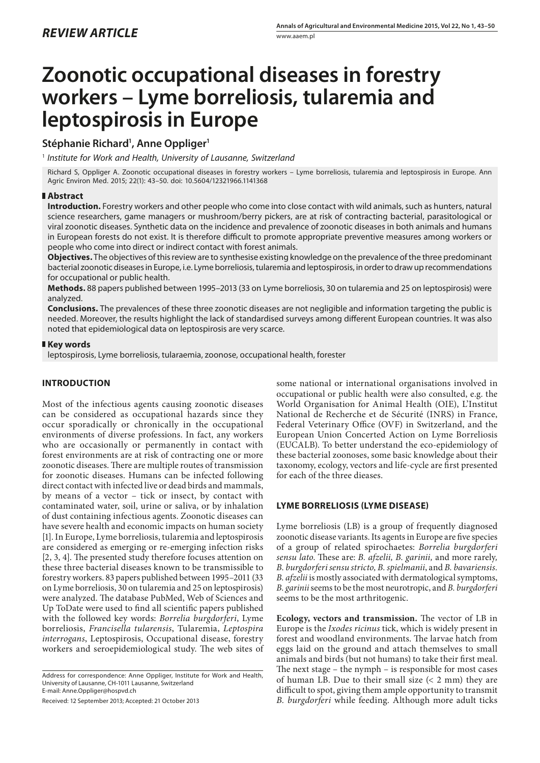*REVIEW ARTICLE*

# Zoonotic occupational diseases in forestry workers – Lyme borreliosis, tularemia and leptospirosis in Europe

**Stéphanie Richard[1], Anne Oppliger[1]**

[1] *Institute for Work and Health, University of Lausanne, Switzerland*

Richard S, Oppliger A. Zoonotic occupational diseases in forestry workers – Lyme borreliosis, tularemia and leptospirosis in Europe. Ann Agric Environ Med. 2015; 22(1): 43–50. doi: 10.5604/12321966.1141368

## Abstract

**Introduction.** Forestry workers and other people who come into close contact with wild animals, such as hunters, natural science researchers, game managers or mushroom/berry pickers, are at risk of contracting bacterial, parasitological or viral zoonotic diseases. Synthetic data on the incidence and prevalence of zoonotic diseases in both animals and humans in European forests do not exist. It is therefore difficult to promote appropriate preventive measures among workers or people who come into direct or indirect contact with forest animals.

**Objectives.** The objectives of this review are to synthesise existing knowledge on the prevalence of the three predominant bacterial zoonotic diseases in Europe, i.e. Lyme borreliosis, tularemia and leptospirosis, in order to draw up recommendations for occupational or public health.

**Methods.** 88 papers published between 1995–2013 (33 on Lyme borreliosis, 30 on tularemia and 25 on leptospirosis) were analyzed.

**Conclusions.** The prevalences of these three zoonotic diseases are not negligible and information targeting the public is needed. Moreover, the results highlight the lack of standardised surveys among different European countries. It was also noted that epidemiological data on leptospirosis are very scarce.

## Key words

leptospirosis, Lyme borreliosis, tularaemia, zoonose, occupational health, forester

## INTRODUCTION

Most of the infectious agents causing zoonotic diseases can be considered as occupational hazards since they occur sporadically or chronically in the occupational environments of diverse professions. In fact, any workers who are occasionally or permanently in contact with forest environments are at risk of contracting one or more zoonotic diseases. There are multiple routes of transmission for zoonotic diseases. Humans can be infected following direct contact with infected live or dead birds and mammals, by means of a vector – tick or insect, by contact with contaminated water, soil, urine or saliva, or by inhalation of dust containing infectious agents. Zoonotic diseases can have severe health and economic impacts on human society [1]. In Europe, Lyme borreliosis, tularemia and leptospirosis are considered as emerging or re-emerging infection risks [2, 3, 4]. The presented study therefore focuses attention on these three bacterial diseases known to be transmissible to forestry workers. 83 papers published between 1995–2011 (33 on Lyme borreliosis, 30 on tularemia and 25 on leptospirosis) were analyzed. The database PubMed, Web of Sciences and Up ToDate were used to find all scientific papers published with the followed key words: *Borrelia burgdorferi*, Lyme borreliosis, *Francisella tularensis*, Tularemia, *Leptospira interrogans*, Leptospirosis, Occupational disease, forestry workers and seroepidemiological study. The web sites of some national or international organisations involved in occupational or public health were also consulted, e.g. the World Organisation for Animal Health (OIE), L'Institut National de Recherche et de Sécurité (INRS) in France, Federal Veterinary Office (OVF) in Switzerland, and the European Union Concerted Action on Lyme Borreliosis (EUCALB). To better understand the eco-epidemiology of these bacterial zoonoses, some basic knowledge about their taxonomy, ecology, vectors and life-cycle are first presented for each of the three dieases.

## LYME BORRELIOSIS (LYME DISEASE)

Lyme borreliosis (LB) is a group of frequently diagnosed zoonotic disease variants. Its agents in Europe are five species of a group of related spirochaetes: *Borrelia burgdorferi sensu lato*. These are: *B. afzelii, B. garinii,* and more rarely, *B. burgdorferi sensu stricto, B. spielmanii*, and *B. bavariensis*. *B. afzelii* is mostly associated with dermatological symptoms, *B. garinii* seems to be the most neurotropic, and *B. burgdorferi* seems to be the most arthritogenic.

**Ecology, vectors and transmission.** The vector of LB in Europe is the *Ixodes ricinus* tick, which is widely present in forest and woodland environments. The larvae hatch from eggs laid on the ground and attach themselves to small animals and birds (but not humans) to take their first meal. The next stage – the nymph – is responsible for most cases of human LB. Due to their small size (< 2 mm) they are difficult to spot, giving them ample opportunity to transmit *B. burgdorferi* while feeding. Although more adult ticks

Address for correspondence: Anne Oppliger, Institute for Work and Health, University of Lausanne, CH-1011 Lausanne, Switzerland
E-mail: Anne.Oppliger@hospvd.ch

Received: 12 September 2013; Accepted: 21 October 2013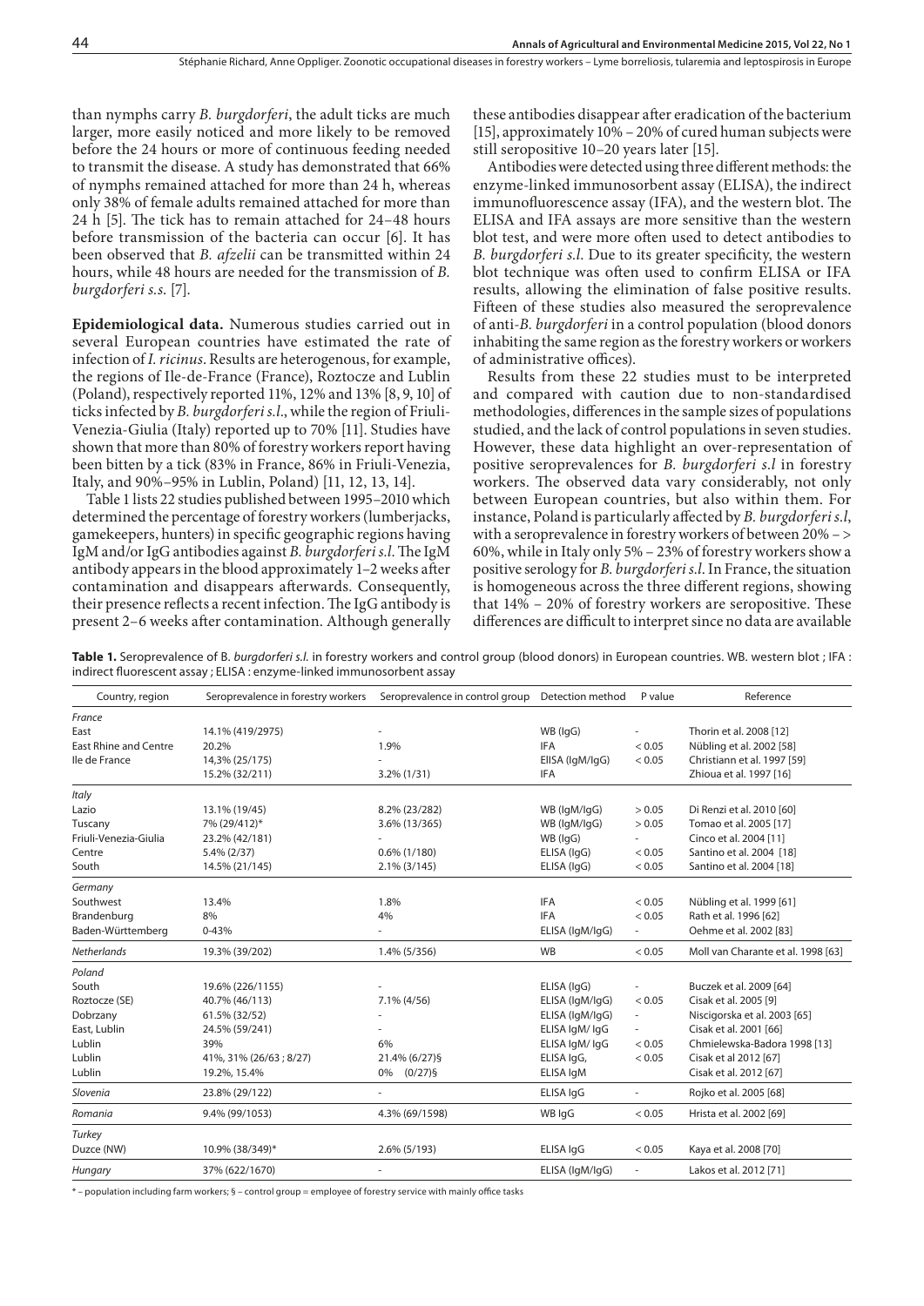than nymphs carry *B. burgdorferi*, the adult ticks are much larger, more easily noticed and more likely to be removed before the 24 hours or more of continuous feeding needed to transmit the disease. A study has demonstrated that 66% of nymphs remained attached for more than 24 h, whereas only 38% of female adults remained attached for more than 24 h [5]. The tick has to remain attached for 24–48 hours before transmission of the bacteria can occur [6]. It has been observed that *B. afzelii* can be transmitted within 24 hours, while 48 hours are needed for the transmission of *B. burgdorferi s.s.* [7].

**Epidemiological data.** Numerous studies carried out in several European countries have estimated the rate of infection of *I. ricinus*. Results are heterogenous, for example, the regions of Ile-de-France (France), Roztocze and Lublin (Poland), respectively reported 11%, 12% and 13% [8, 9, 10] of ticks infected by *B. burgdorferi s.l.*, while the region of Friuli-Venezia-Giulia (Italy) reported up to 70% [11]. Studies have shown that more than 80% of forestry workers report having been bitten by a tick (83% in France, 86% in Friuli-Venezia, Italy, and 90%–95% in Lublin, Poland) [11, 12, 13, 14].

Table 1 lists 22 studies published between 1995–2010 which determined the percentage of forestry workers (lumberjacks, gamekeepers, hunters) in specific geographic regions having IgM and/or IgG antibodies against *B. burgdorferi s.l.* The IgM antibody appears in the blood approximately 1–2 weeks after contamination and disappears afterwards. Consequently, their presence reflects a recent infection. The IgG antibody is present 2–6 weeks after contamination. Although generally these antibodies disappear after eradication of the bacterium [15], approximately 10% – 20% of cured human subjects were still seropositive 10–20 years later [15].

Antibodies were detected using three different methods: the enzyme-linked immunosorbent assay (ELISA), the indirect immunofluorescence assay (IFA), and the western blot. The ELISA and IFA assays are more sensitive than the western blot test, and were more often used to detect antibodies to *B. burgdorferi s.l.* Due to its greater specificity, the western blot technique was often used to confirm ELISA or IFA results, allowing the elimination of false positive results. Fifteen of these studies also measured the seroprevalence of anti-*B. burgdorferi* in a control population (blood donors inhabiting the same region as the forestry workers or workers of administrative offices).

Results from these 22 studies must to be interpreted and compared with caution due to non-standardised methodologies, differences in the sample sizes of populations studied, and the lack of control populations in seven studies. However, these data highlight an over-representation of positive seroprevalences for *B. burgdorferi s.l* in forestry workers. The observed data vary considerably, not only between European countries, but also within them. For instance, Poland is particularly affected by *B. burgdorferi s.l*, with a seroprevalence in forestry workers of between 20% – > 60%, while in Italy only 5% – 23% of forestry workers show a positive serology for *B. burgdorferi s.l.* In France, the situation is homogeneous across the three different regions, showing that 14% – 20% of forestry workers are seropositive. These differences are difficult to interpret since no data are available

**Table 1.** Seroprevalence of B. *burgdorferi s.l.* in forestry workers and control group (blood donors) in European countries. WB. western blot ; IFA : indirect fluorescent assay ; ELISA : enzyme-linked immunosorbent assay

| Country, region | Seroprevalence in forestry workers | Seroprevalence in control group | Detection method | P value | Reference |
|---|---|---|---|---|---|
| *France* | | | | | |
| East | 14.1% (419/2975) | - | WB (IgG) | - | Thorin et al. 2008 [12] |
| East Rhine and Centre | 20.2% | 1.9% | IFA | < 0.05 | Nübling et al. 2002 [58] |
| Ile de France | 14,3% (25/175) | - | EliSA (IgM/IgG) | < 0.05 | Christiann et al. 1997 [59] |
| | 15.2% (32/211) | 3.2% (1/31) | IFA | | Zhioua et al. 1997 [16] |
| *Italy* | | | | | |
| Lazio | 13.1% (19/45) | 8.2% (23/282) | WB (IgM/IgG) | > 0.05 | Di Renzi et al. 2010 [60] |
| Tuscany | 7% (29/412)* | 3.6% (13/365) | WB (IgM/IgG) | > 0.05 | Tomao et al. 2005 [17] |
| Friuli-Venezia-Giulia | 23.2% (42/181) | - | WB (IgG) | - | Cinco et al. 2004 [11] |
| Centre | 5.4% (2/37) | 0.6% (1/180) | ELISA (IgG) | < 0.05 | Santino et al. 2004 [18] |
| South | 14.5% (21/145) | 2.1% (3/145) | ELISA (IgG) | < 0.05 | Santino et al. 2004 [18] |
| *Germany* | | | | | |
| Southwest | 13.4% | 1.8% | IFA | < 0.05 | Nübling et al. 1999 [61] |
| Brandenburg | 8% | 4% | IFA | < 0.05 | Rath et al. 1996 [62] |
| Baden-Württemberg | 0-43% | - | ELISA (IgM/IgG) | - | Oehme et al. 2002 [83] |
| *Netherlands* | 19.3% (39/202) | 1.4% (5/356) | WB | < 0.05 | Moll van Charante et al. 1998 [63] |
| *Poland* | | | | | |
| South | 19.6% (226/1155) | - | ELISA (IgG) | - | Buczek et al. 2009 [64] |
| Roztocze (SE) | 40.7% (46/113) | 7.1% (4/56) | ELISA (IgM/IgG) | < 0.05 | Cisak et al. 2005 [9] |
| Dobrzany | 61.5% (32/52) | - | ELISA (IgM/IgG) | - | Niscigorska et al. 2003 [65] |
| East, Lublin | 24.5% (59/241) | - | ELISA IgM/ IgG | - | Cisak et al. 2001 [66] |
| Lublin | 39% | 6% | ELISA IgM/ IgG | < 0.05 | Chmielewska-Badora 1998 [13] |
| Lublin | 41%, 31% (26/63 ; 8/27) | 21.4% (6/27)§ | ELISA IgG, | < 0.05 | Cisak et al 2012 [67] |
| Lublin | 19.2%, 15.4% | 0% (0/27)§ | ELISA IgM | | Cisak et al. 2012 [67] |
| *Slovenia* | 23.8% (29/122) | - | ELISA IgG | - | Rojko et al. 2005 [68] |
| *Romania* | 9.4% (99/1053) | 4.3% (69/1598) | WB IgG | < 0.05 | Hrista et al. 2002 [69] |
| *Turkey* | | | | | |
| Duzce (NW) | 10.9% (38/349)* | 2.6% (5/193) | ELISA IgG | < 0.05 | Kaya et al. 2008 [70] |
| *Hungary* | 37% (622/1670) | - | ELISA (IgM/IgG) | - | Lakos et al. 2012 [71] |

\* – population including farm workers; § – control group = employee of forestry service with mainly office tasks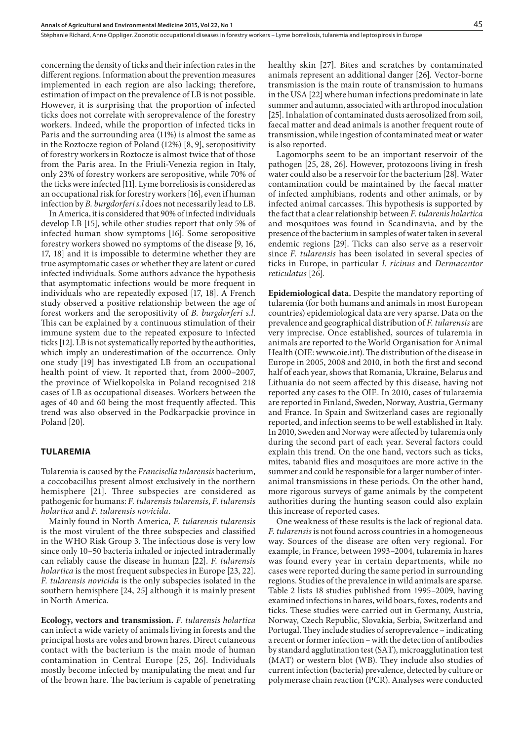concerning the density of ticks and their infection rates in the different regions. Information about the prevention measures implemented in each region are also lacking; therefore, estimation of impact on the prevalence of LB is not possible. However, it is surprising that the proportion of infected ticks does not correlate with seroprevalence of the forestry workers. Indeed, while the proportion of infected ticks in Paris and the surrounding area (11%) is almost the same as in the Roztocze region of Poland (12%) [8, 9], seropositivity of forestry workers in Roztocze is almost twice that of those from the Paris area. In the Friuli-Venezia region in Italy, only 23% of forestry workers are seropositive, while 70% of the ticks were infected [11]. Lyme borreliosis is considered as an occupational risk for forestry workers [16], even if human infection by *B. burgdorferi s.l* does not necessarily lead to LB.

In America, it is considered that 90% of infected individuals develop LB [15], while other studies report that only 5% of infected human show symptoms [16]. Some seropositive forestry workers showed no symptoms of the disease [9, 16, 17, 18] and it is impossible to determine whether they are true asymptomatic cases or whether they are latent or cured infected individuals. Some authors advance the hypothesis that asymptomatic infections would be more frequent in individuals who are repeatedly exposed [17, 18]. A French study observed a positive relationship between the age of forest workers and the seropositivity of *B. burgdorferi s.l*. This can be explained by a continuous stimulation of their immune system due to the repeated exposure to infected ticks [12]. LB is not systematically reported by the authorities, which imply an underestimation of the occurrence. Only one study [19] has investigated LB from an occupational health point of view. It reported that, from 2000–2007, the province of Wielkopolska in Poland recognised 218 cases of LB as occupational diseases. Workers between the ages of 40 and 60 being the most frequently affected. This trend was also observed in the Podkarpackie province in Poland [20].

## TULAREMIA

Tularemia is caused by the *Francisella tularensis* bacterium, a coccobacillus present almost exclusively in the northern hemisphere [21]. Three subspecies are considered as pathogenic for humans: *F. tularensis tularensis*, *F. tularensis holartica* and *F. tularensis novicida*.

Mainly found in North America, *F. tularensis tularensis* is the most virulent of the three subspecies and classified in the WHO Risk Group 3. The infectious dose is very low since only 10–50 bacteria inhaled or injected intradermally can reliably cause the disease in human [22]. *F. tularensis holartica* is the most frequent subspecies in Europe [23, 22]. *F. tularensis novicida* is the only subspecies isolated in the southern hemisphere [24, 25] although it is mainly present in North America.

**Ecology, vectors and transmission.** *F. tularensis holartica* can infect a wide variety of animals living in forests and the principal hosts are voles and brown hares. Direct cutaneous contact with the bacterium is the main mode of human contamination in Central Europe [25, 26]. Individuals mostly become infected by manipulating the meat and fur of the brown hare. The bacterium is capable of penetrating healthy skin [27]. Bites and scratches by contaminated animals represent an additional danger [26]. Vector-borne transmission is the main route of transmission to humans in the USA [22] where human infections predominate in late summer and autumn, associated with arthropod inoculation [25]. Inhalation of contaminated dusts aerosolized from soil, faecal matter and dead animals is another frequent route of transmission, while ingestion of contaminated meat or water is also reported.

Lagomorphs seem to be an important reservoir of the pathogen [25, 28, 26]. However, protozoons living in fresh water could also be a reservoir for the bacterium [28]. Water contamination could be maintained by the faecal matter of infected amphibians, rodents and other animals, or by infected animal carcasses. This hypothesis is supported by the fact that a clear relationship between *F. tularenis holartica* and mosquitoes was found in Scandinavia, and by the presence of the bacterium in samples of water taken in several endemic regions [29]. Ticks can also serve as a reservoir since *F. tularensis* has been isolated in several species of ticks in Europe, in particular *I. ricinus* and *Dermacentor reticulatus* [26].

**Epidemiological data.** Despite the mandatory reporting of tularemia (for both humans and animals in most European countries) epidemiological data are very sparse. Data on the prevalence and geographical distribution of *F. tularensis* are very imprecise. Once established, sources of tularemia in animals are reported to the World Organisation for Animal Health (OIE: www.oie.int). The distribution of the disease in Europe in 2005, 2008 and 2010, in both the first and second half of each year, shows that Romania, Ukraine, Belarus and Lithuania do not seem affected by this disease, having not reported any cases to the OIE. In 2010, cases of tularaemia are reported in Finland, Sweden, Norway, Austria, Germany and France. In Spain and Switzerland cases are regionally reported, and infection seems to be well established in Italy. In 2010, Sweden and Norway were affected by tularemia only during the second part of each year. Several factors could explain this trend. On the one hand, vectors such as ticks, mites, tabanid flies and mosquitoes are more active in the summer and could be responsible for a larger number of inter-animal transmissions in these periods. On the other hand, more rigorous surveys of game animals by the competent authorities during the hunting season could also explain this increase of reported cases.

One weakness of these results is the lack of regional data. *F. tularensis* is not found across countries in a homogeneous way. Sources of the disease are often very regional. For example, in France, between 1993–2004, tularemia in hares was found every year in certain departments, while no cases were reported during the same period in surrounding regions. Studies of the prevalence in wild animals are sparse. Table 2 lists 18 studies published from 1995–2009, having examined infections in hares, wild boars, foxes, rodents and ticks. These studies were carried out in Germany, Austria, Norway, Czech Republic, Slovakia, Serbia, Switzerland and Portugal. They include studies of seroprevalence – indicating a recent or former infection – with the detection of antibodies by standard agglutination test (SAT), microagglutination test (MAT) or western blot (WB). They include also studies of current infection (bacteria) prevalence, detected by culture or polymerase chain reaction (PCR). Analyses were conducted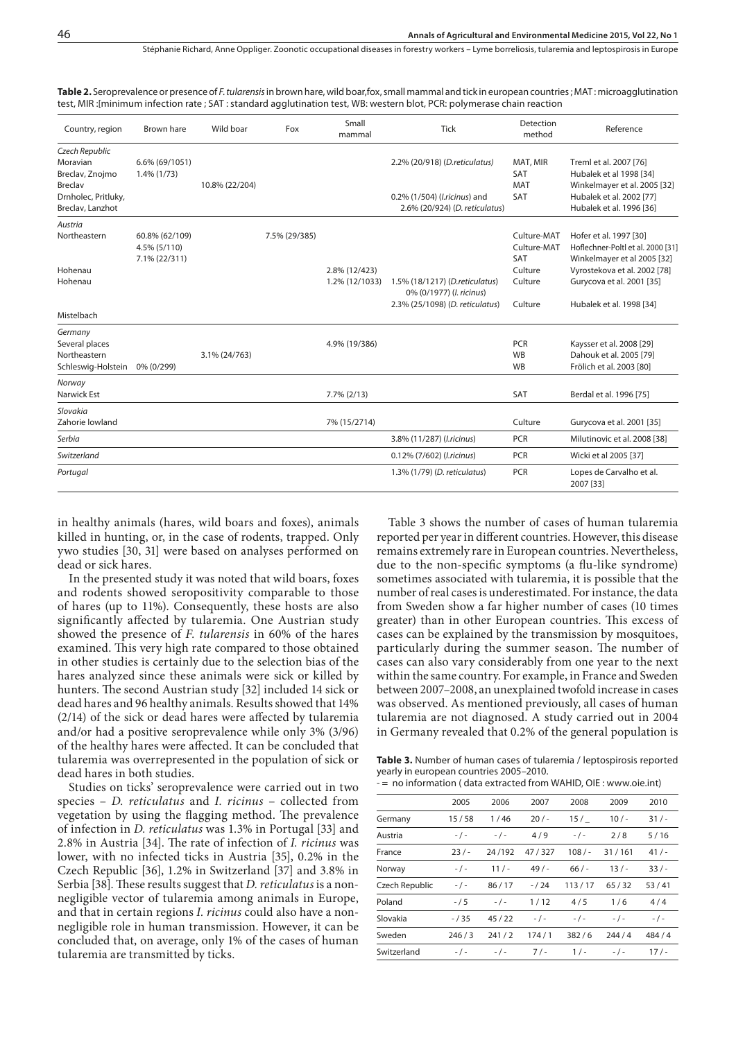**Table 2.** Seroprevalence or presence of *F. tularensis* in brown hare, wild boar, fox, small mammal and tick in european countries ; MAT : microagglutination test, MIR :[minimum infection rate ; SAT : standard agglutination test, WB: western blot, PCR: polymerase chain reaction

| Country, region | Brown hare | Wild boar | Fox | Small mammal | Tick | Detection method | Reference |
|---|---|---|---|---|---|---|---|
| *Czech Republic* | | | | | | | |
| Moravian | 6.6% (69/1051) | | | | 2.2% (20/918) (*D.reticulatus*) | MAT, MIR | Treml et al. 2007 [76] |
| Breclav, Znojmo | 1.4% (1/73) | | | | | SAT | Hubalek et al 1998 [34] |
| Breclav | | 10.8% (22/204) | | | | MAT | Winkelmayer et al. 2005 [32] |
| Drnholec, Pritluky, Breclav, Lanzhot | | | | | 0.2% (1/504) (*I.ricinus*) and 2.6% (20/924) (*D. reticulatus*) | SAT | Hubalek et al. 2002 [77]<br>Hubalek et al. 1996 [36] |
| *Austria* | | | | | | | |
| Northeastern | 60.8% (62/109) | | 7.5% (29/385) | | | Culture-MAT | Hofer et al. 1997 [30] |
| | 4.5% (5/110) | | | | | Culture-MAT | Hoflechner-Poltl et al. 2000 [31] |
| | 7.1% (22/311) | | | | | SAT | Winkelmayer et al 2005 [32] |
| Hohenau | | | | 2.8% (12/423) | | Culture | Vyrostekova et al. 2002 [78] |
| Hohenau | | | | 1.2% (12/1033) | 1.5% (18/1217) (*D.reticulatus*)<br>0% (0/1977) (*I. ricinus*) | Culture | Gurycova et al. 2001 [35] |
| Mistelbach | | | | | 2.3% (25/1098) (*D. reticulatus*) | Culture | Hubalek et al. 1998 [34] |
| *Germany* | | | | | | | |
| Several places | | | | 4.9% (19/386) | | PCR | Kaysser et al. 2008 [29] |
| Northeastern | | 3.1% (24/763) | | | | WB | Dahouk et al. 2005 [79] |
| Schleswig-Holstein | 0% (0/299) | | | | | WB | Frölich et al. 2003 [80] |
| *Norway* | | | | | | | |
| Narwick Est | | | | 7.7% (2/13) | | SAT | Berdal et al. 1996 [75] |
| *Slovakia* | | | | | | | |
| Zahorie lowland | | | | 7% (15/2714) | | Culture | Gurycova et al. 2001 [35] |
| *Serbia* | | | | | 3.8% (11/287) (*I.ricinus*) | PCR | Milutinovic et al. 2008 [38] |
| *Switzerland* | | | | | 0.12% (7/602) (*I.ricinus*) | PCR | Wicki et al 2005 [37] |
| *Portugal* | | | | | 1.3% (1/79) (*D. reticulatus*) | PCR | Lopes de Carvalho et al. 2007 [33] |

in healthy animals (hares, wild boars and foxes), animals killed in hunting, or, in the case of rodents, trapped. Only ywo studies [30, 31] were based on analyses performed on dead or sick hares.

In the presented study it was noted that wild boars, foxes and rodents showed seropositivity comparable to those of hares (up to 11%). Consequently, these hosts are also significantly affected by tularemia. One Austrian study showed the presence of *F. tularensis* in 60% of the hares examined. This very high rate compared to those obtained in other studies is certainly due to the selection bias of the hares analyzed since these animals were sick or killed by hunters. The second Austrian study [32] included 14 sick or dead hares and 96 healthy animals. Results showed that 14% (2/14) of the sick or dead hares were affected by tularemia and/or had a positive seroprevalence while only 3% (3/96) of the healthy hares were affected. It can be concluded that tularemia was overrepresented in the population of sick or dead hares in both studies.

Studies on ticks' seroprevalence were carried out in two species – *D. reticulatus* and *I. ricinus* – collected from vegetation by using the flagging method. The prevalence of infection in *D. reticulatus* was 1.3% in Portugal [33] and 2.8% in Austria [34]. The rate of infection of *I. ricinus* was lower, with no infected ticks in Austria [35], 0.2% in the Czech Republic [36], 1.2% in Switzerland [37] and 3.8% in Serbia [38]. These results suggest that *D. reticulatus* is a non-negligible vector of tularemia among animals in Europe, and that in certain regions *I. ricinus* could also have a non-negligible role in human transmission. However, it can be concluded that, on average, only 1% of the cases of human tularemia are transmitted by ticks.

Table 3 shows the number of cases of human tularemia reported per year in different countries. However, this disease remains extremely rare in European countries. Nevertheless, due to the non-specific symptoms (a flu-like syndrome) sometimes associated with tularemia, it is possible that the number of real cases is underestimated. For instance, the data from Sweden show a far higher number of cases (10 times greater) than in other European countries. This excess of cases can be explained by the transmission by mosquitoes, particularly during the summer season. The number of cases can also vary considerably from one year to the next within the same country. For example, in France and Sweden between 2007–2008, an unexplained twofold increase in cases was observed. As mentioned previously, all cases of human tularemia are not diagnosed. A study carried out in 2004 in Germany revealed that 0.2% of the general population is

**Table 3.** Number of human cases of tularemia / leptospirosis reported yearly in european countries 2005–2010.
- = no information ( data extracted from WAHID, OIE : www.oie.int)

| | 2005 | 2006 | 2007 | 2008 | 2009 | 2010 |
|---|---|---|---|---|---|---|
| Germany | 15 / 58 | 1 / 46 | 20 / - | 15 /_ | 10 / - | 31 / - |
| Austria | - / - | - / - | 4 / 9 | - / - | 2 / 8 | 5 / 16 |
| France | 23 / - | 24 /192 | 47 / 327 | 108 / - | 31 / 161 | 41 / - |
| Norway | - / - | 11 / - | 49 / - | 66 / - | 13 / - | 33 / - |
| Czech Republic | - / - | 86 / 17 | - / 24 | 113 / 17 | 65 / 32 | 53 / 41 |
| Poland | - / 5 | - / - | 1 / 12 | 4 / 5 | 1 / 6 | 4 / 4 |
| Slovakia | - / 35 | 45 / 22 | - / - | - / - | - / - | - / - |
| Sweden | 246 / 3 | 241 / 2 | 174 / 1 | 382 / 6 | 244 / 4 | 484 / 4 |
| Switzerland | - / - | - / - | 7 / - | 1 / - | - / - | 17 / - |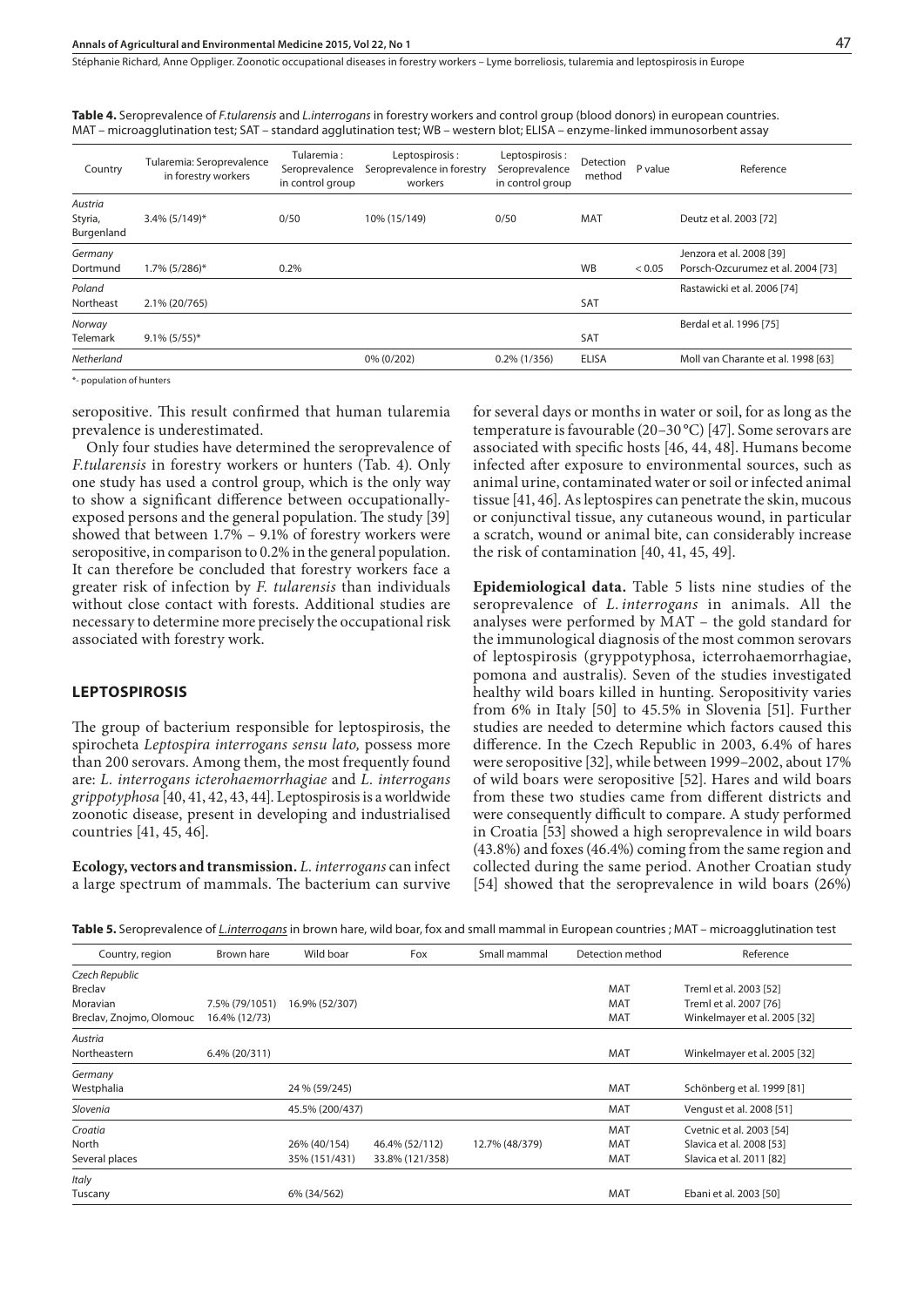**Table 4.** Seroprevalence of *F.tularensis* and *L.interrogans* in forestry workers and control group (blood donors) in european countries. MAT – microagglutination test; SAT – standard agglutination test; WB – western blot; ELISA – enzyme-linked immunosorbent assay

| Country | Tularemia: Seroprevalence in forestry workers | Tularemia : Seroprevalence in control group | Leptospirosis : Seroprevalence in forestry workers | Leptospirosis : Seroprevalence in control group | Detection method | P value | Reference |
|---|---|---|---|---|---|---|---|
| *Austria* | | | | | | | |
| Styria, Burgenland | 3.4% (5/149)* | 0/50 | 10% (15/149) | 0/50 | MAT | | Deutz et al. 2003 [72] |
| *Germany* | | | | | | | Jenzora et al. 2008 [39] |
| Dortmund | 1.7% (5/286)* | 0.2% | | | WB | < 0.05 | Porsch-Ozcurumez et al. 2004 [73] |
| *Poland* | | | | | | | Rastawicki et al. 2006 [74] |
| Northeast | 2.1% (20/765) | | | | SAT | | |
| *Norway* | | | | | | | Berdal et al. 1996 [75] |
| Telemark | 9.1% (5/55)* | | | | SAT | | |
| *Netherland* | | | 0% (0/202) | 0.2% (1/356) | ELISA | | Moll van Charante et al. 1998 [63] |

*- population of hunters

seropositive. This result confirmed that human tularemia prevalence is underestimated.

Only four studies have determined the seroprevalence of *F.tularensis* in forestry workers or hunters (Tab. 4). Only one study has used a control group, which is the only way to show a significant difference between occupationally-exposed persons and the general population. The study [39] showed that between 1.7% – 9.1% of forestry workers were seropositive, in comparison to 0.2% in the general population. It can therefore be concluded that forestry workers face a greater risk of infection by *F. tularensis* than individuals without close contact with forests. Additional studies are necessary to determine more precisely the occupational risk associated with forestry work.

## LEPTOSPIROSIS

The group of bacterium responsible for leptospirosis, the spirocheta *Leptospira interrogans sensu lato,* possess more than 200 serovars. Among them, the most frequently found are: *L. interrogans icterohaemorrhagiae* and *L. interrogans grippotyphosa* [40, 41, 42, 43, 44]. Leptospirosis is a worldwide zoonotic disease, present in developing and industrialised countries [41, 45, 46].

**Ecology, vectors and transmission.** *L. interrogans* can infect a large spectrum of mammals. The bacterium can survive for several days or months in water or soil, for as long as the temperature is favourable (20–30 °C) [47]. Some serovars are associated with specific hosts [46, 44, 48]. Humans become infected after exposure to environmental sources, such as animal urine, contaminated water or soil or infected animal tissue [41, 46]. As leptospires can penetrate the skin, mucous or conjunctival tissue, any cutaneous wound, in particular a scratch, wound or animal bite, can considerably increase the risk of contamination [40, 41, 45, 49].

**Epidemiological data.** Table 5 lists nine studies of the seroprevalence of *L. interrogans* in animals. All the analyses were performed by MAT – the gold standard for the immunological diagnosis of the most common serovars of leptospirosis (gryppotyphosa, icterrohaemorrhagiae, pomona and australis). Seven of the studies investigated healthy wild boars killed in hunting. Seropositivity varies from 6% in Italy [50] to 45.5% in Slovenia [51]. Further studies are needed to determine which factors caused this difference. In the Czech Republic in 2003, 6.4% of hares were seropositive [32], while between 1999–2002, about 17% of wild boars were seropositive [52]. Hares and wild boars from these two studies came from different districts and were consequently difficult to compare. A study performed in Croatia [53] showed a high seroprevalence in wild boars (43.8%) and foxes (46.4%) coming from the same region and collected during the same period. Another Croatian study [54] showed that the seroprevalence in wild boars (26%)

**Table 5.** Seroprevalence of *L.interrogans* in brown hare, wild boar, fox and small mammal in European countries ; MAT – microagglutination test

| Country, region | Brown hare | Wild boar | Fox | Small mammal | Detection method | Reference |
|---|---|---|---|---|---|---|
| *Czech Republic* | | | | | | |
| Breclav | | | | | MAT | Treml et al. 2003 [52] |
| Moravian | 7.5% (79/1051) | 16.9% (52/307) | | | MAT | Treml et al. 2007 [76] |
| Breclav, Znojmo, Olomouc | 16.4% (12/73) | | | | MAT | Winkelmayer et al. 2005 [32] |
| *Austria* | | | | | | |
| Northeastern | 6.4% (20/311) | | | | MAT | Winkelmayer et al. 2005 [32] |
| *Germany* | | | | | | |
| Westphalia | | 24 % (59/245) | | | MAT | Schönberg et al. 1999 [81] |
| *Slovenia* | | 45.5% (200/437) | | | MAT | Vengust et al. 2008 [51] |
| *Croatia* | | | | | MAT | Cvetnic et al. 2003 [54] |
| North | | 26% (40/154) | 46.4% (52/112) | 12.7% (48/379) | MAT | Slavica et al. 2008 [53] |
| Several places | | 35% (151/431) | 33.8% (121/358) | | MAT | Slavica et al. 2011 [82] |
| *Italy* | | | | | | |
| Tuscany | | 6% (34/562) | | | MAT | Ebani et al. 2003 [50] |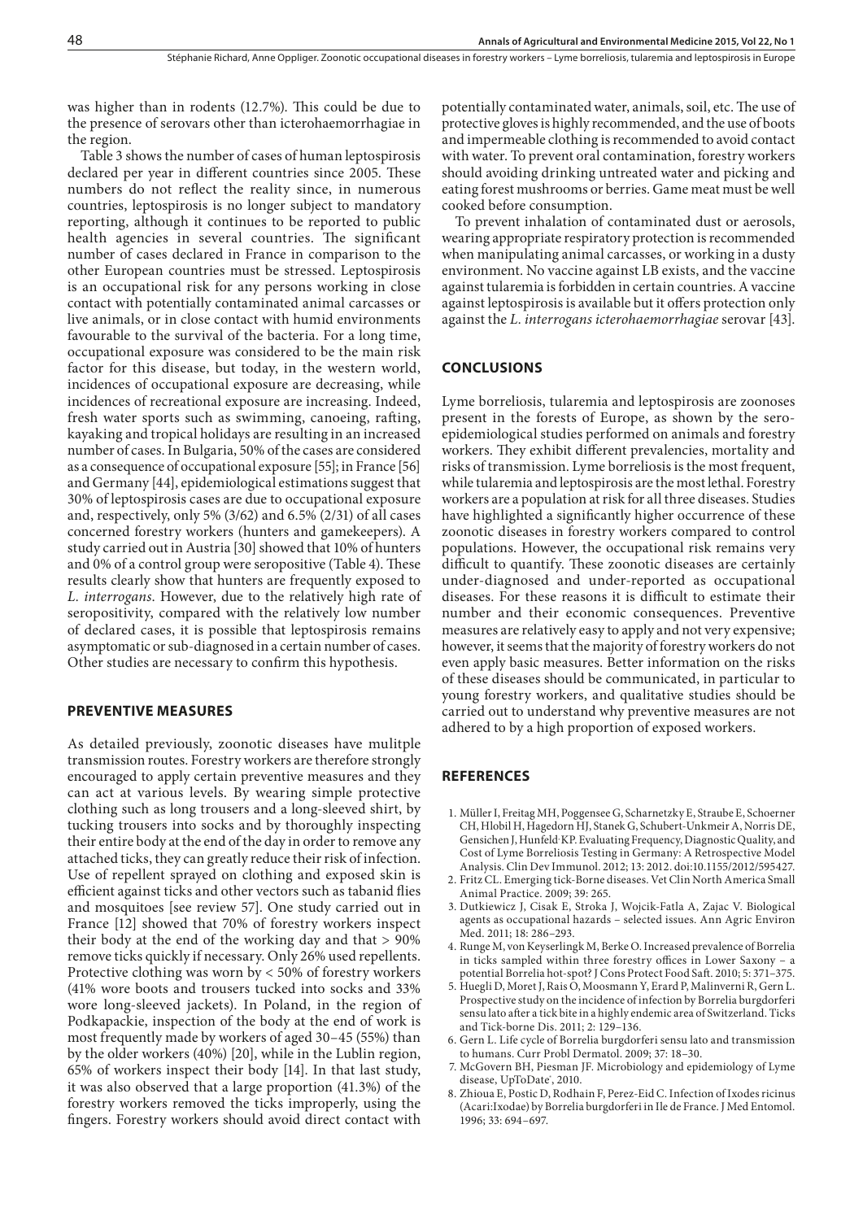was higher than in rodents (12.7%). This could be due to the presence of serovars other than icterohaemorrhagiae in the region.

Table 3 shows the number of cases of human leptospirosis declared per year in different countries since 2005. These numbers do not reflect the reality since, in numerous countries, leptospirosis is no longer subject to mandatory reporting, although it continues to be reported to public health agencies in several countries. The significant number of cases declared in France in comparison to the other European countries must be stressed. Leptospirosis is an occupational risk for any persons working in close contact with potentially contaminated animal carcasses or live animals, or in close contact with humid environments favourable to the survival of the bacteria. For a long time, occupational exposure was considered to be the main risk factor for this disease, but today, in the western world, incidences of occupational exposure are decreasing, while incidences of recreational exposure are increasing. Indeed, fresh water sports such as swimming, canoeing, rafting, kayaking and tropical holidays are resulting in an increased number of cases. In Bulgaria, 50% of the cases are considered as a consequence of occupational exposure [55]; in France [56] and Germany [44], epidemiological estimations suggest that 30% of leptospirosis cases are due to occupational exposure and, respectively, only 5% (3/62) and 6.5% (2/31) of all cases concerned forestry workers (hunters and gamekeepers). A study carried out in Austria [30] showed that 10% of hunters and 0% of a control group were seropositive (Table 4). These results clearly show that hunters are frequently exposed to *L. interrogans*. However, due to the relatively high rate of seropositivity, compared with the relatively low number of declared cases, it is possible that leptospirosis remains asymptomatic or sub-diagnosed in a certain number of cases. Other studies are necessary to confirm this hypothesis.

## PREVENTIVE MEASURES

As detailed previously, zoonotic diseases have mulitple transmission routes. Forestry workers are therefore strongly encouraged to apply certain preventive measures and they can act at various levels. By wearing simple protective clothing such as long trousers and a long-sleeved shirt, by tucking trousers into socks and by thoroughly inspecting their entire body at the end of the day in order to remove any attached ticks, they can greatly reduce their risk of infection. Use of repellent sprayed on clothing and exposed skin is efficient against ticks and other vectors such as tabanid flies and mosquitoes [see review 57]. One study carried out in France [12] showed that 70% of forestry workers inspect their body at the end of the working day and that > 90% remove ticks quickly if necessary. Only 26% used repellents. Protective clothing was worn by < 50% of forestry workers (41% wore boots and trousers tucked into socks and 33% wore long-sleeved jackets). In Poland, in the region of Podkapackie, inspection of the body at the end of work is most frequently made by workers of aged 30–45 (55%) than by the older workers (40%) [20], while in the Lublin region, 65% of workers inspect their body [14]. In that last study, it was also observed that a large proportion (41.3%) of the forestry workers removed the ticks improperly, using the fingers. Forestry workers should avoid direct contact with potentially contaminated water, animals, soil, etc. The use of protective gloves is highly recommended, and the use of boots and impermeable clothing is recommended to avoid contact with water. To prevent oral contamination, forestry workers should avoiding drinking untreated water and picking and eating forest mushrooms or berries. Game meat must be well cooked before consumption.

To prevent inhalation of contaminated dust or aerosols, wearing appropriate respiratory protection is recommended when manipulating animal carcasses, or working in a dusty environment. No vaccine against LB exists, and the vaccine against tularemia is forbidden in certain countries. A vaccine against leptospirosis is available but it offers protection only against the *L. interrogans icterohaemorrhagiae* serovar [43].

## CONCLUSIONS

Lyme borreliosis, tularemia and leptospirosis are zoonoses present in the forests of Europe, as shown by the sero-epidemiological studies performed on animals and forestry workers. They exhibit different prevalencies, mortality and risks of transmission. Lyme borreliosis is the most frequent, while tularemia and leptospirosis are the most lethal. Forestry workers are a population at risk for all three diseases. Studies have highlighted a significantly higher occurrence of these zoonotic diseases in forestry workers compared to control populations. However, the occupational risk remains very difficult to quantify. These zoonotic diseases are certainly under-diagnosed and under-reported as occupational diseases. For these reasons it is difficult to estimate their number and their economic consequences. Preventive measures are relatively easy to apply and not very expensive; however, it seems that the majority of forestry workers do not even apply basic measures. Better information on the risks of these diseases should be communicated, in particular to young forestry workers, and qualitative studies should be carried out to understand why preventive measures are not adhered to by a high proportion of exposed workers.

## REFERENCES

1. Müller I, Freitag MH, Poggensee G, Scharnetzky E, Straube E, Schoerner CH, Hlobil H, Hagedorn HJ, Stanek G, Schubert-Unkmeir A, Norris DE, Gensichen J, Hunfeld KP. Evaluating Frequency, Diagnostic Quality, and Cost of Lyme Borreliosis Testing in Germany: A Retrospective Model Analysis. Clin Dev Immunol. 2012; 13: 2012. doi:10.1155/2012/595427.
2. Fritz CL. Emerging tick-Borne diseases. Vet Clin North America Small Animal Practice. 2009; 39: 265.
3. Dutkiewicz J, Cisak E, Stroka J, Wojcik-Fatla A, Zajac V. Biological agents as occupational hazards – selected issues. Ann Agric Environ Med. 2011; 18: 286–293.
4. Runge M, von Keyserlingk M, Berke O. Increased prevalence of Borrelia in ticks sampled within three forestry offices in Lower Saxony – a potential Borrelia hot-spot? J Cons Protect Food Saft. 2010; 5: 371–375.
5. Huegli D, Moret J, Rais O, Moosmann Y, Erard P, Malinverni R, Gern L. Prospective study on the incidence of infection by Borrelia burgdorferi sensu lato after a tick bite in a highly endemic area of Switzerland. Ticks and Tick-borne Dis. 2011; 2: 129–136.
6. Gern L. Life cycle of Borrelia burgdorferi sensu lato and transmission to humans. Curr Probl Dermatol. 2009; 37: 18–30.
7. McGovern BH, Piesman JF. Microbiology and epidemiology of Lyme disease, UpToDate®, 2010.
8. Zhioua E, Postic D, Rodhain F, Perez-Eid C. Infection of Ixodes ricinus (Acari:Ixodae) by Borrelia burgdorferi in Ile de France. J Med Entomol. 1996; 33: 694–697.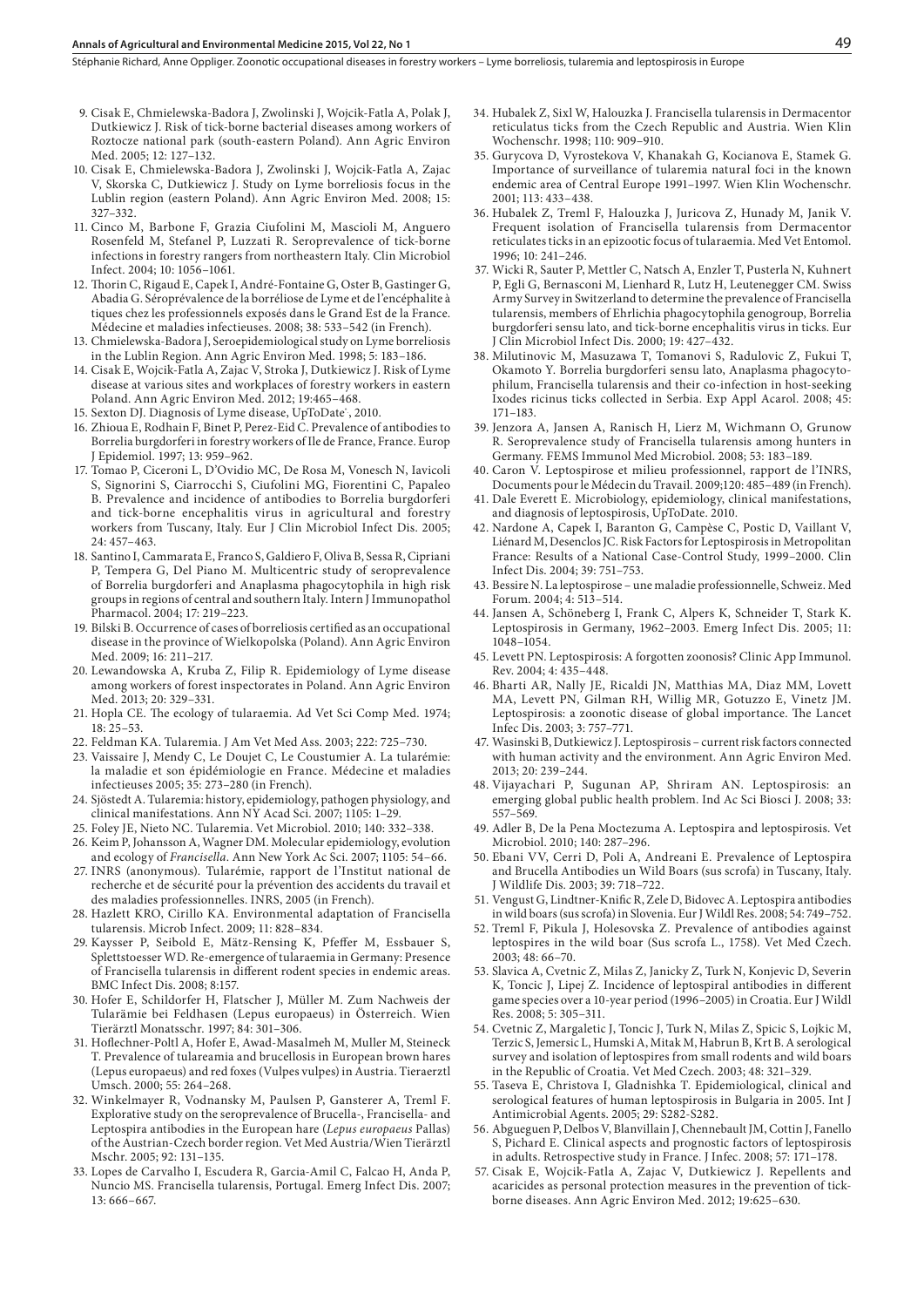9. Cisak E, Chmielewska-Badora J, Zwolinski J, Wojcik-Fatla A, Polak J, Dutkiewicz J. Risk of tick-borne bacterial diseases among workers of Roztocze national park (south-eastern Poland). Ann Agric Environ Med. 2005; 12: 127–132.
10. Cisak E, Chmielewska-Badora J, Zwolinski J, Wojcik-Fatla A, Zajac V, Skorska C, Dutkiewicz J. Study on Lyme borreliosis focus in the Lublin region (eastern Poland). Ann Agric Environ Med. 2008; 15: 327–332.
11. Cinco M, Barbone F, Grazia Ciufolini M, Mascioli M, Anguero Rosenfeld M, Stefanel P, Luzzati R. Seroprevalence of tick-borne infections in forestry rangers from northeastern Italy. Clin Microbiol Infect. 2004; 10: 1056–1061.
12. Thorin C, Rigaud E, Capek I, André-Fontaine G, Oster B, Gastinger G, Abadia G. Séroprévalence de la borréliose de Lyme et de l'encéphalite à tiques chez les professionnels exposés dans le Grand Est de la France. Médecine et maladies infectieuses. 2008; 38: 533–542 (in French).
13. Chmielewska-Badora J, Seroepidemiological study on Lyme borreliosis in the Lublin Region. Ann Agric Environ Med. 1998; 5: 183–186.
14. Cisak E, Wojcik-Fatla A, Zajac V, Stroka J, Dutkiewicz J. Risk of Lyme disease at various sites and workplaces of forestry workers in eastern Poland. Ann Agric Environ Med. 2012; 19:465–468.
15. Sexton DJ. Diagnosis of Lyme disease, UpToDate®, 2010.
16. Zhioua E, Rodhain F, Binet P, Perez-Eid C. Prevalence of antibodies to Borrelia burgdorferi in forestry workers of Ile de France, France. Europ J Epidemiol. 1997; 13: 959–962.
17. Tomao P, Ciceroni L, D'Ovidio MC, De Rosa M, Vonesch N, Iavicoli S, Signorini S, Ciarrocchi S, Ciufolini MG, Fiorentini C, Papaleo B. Prevalence and incidence of antibodies to Borrelia burgdorferi and tick-borne encephalitis virus in agricultural and forestry workers from Tuscany, Italy. Eur J Clin Microbiol Infect Dis. 2005; 24: 457–463.
18. Santino I, Cammarata E, Franco S, Galdiero F, Oliva B, Sessa R, Cipriani P, Tempera G, Del Piano M. Multicentric study of seroprevalence of Borrelia burgdorferi and Anaplasma phagocytophila in high risk groups in regions of central and southern Italy. Intern J Immunopathol Pharmacol. 2004; 17: 219–223.
19. Bilski B. Occurrence of cases of borreliosis certified as an occupational disease in the province of Wielkopolska (Poland). Ann Agric Environ Med. 2009; 16: 211–217.
20. Lewandowska A, Kruba Z, Filip R. Epidemiology of Lyme disease among workers of forest inspectorates in Poland. Ann Agric Environ Med. 2013; 20: 329–331.
21. Hopla CE. The ecology of tularaemia. Ad Vet Sci Comp Med. 1974; 18: 25–53.
22. Feldman KA. Tularemia. J Am Vet Med Ass. 2003; 222: 725–730.
23. Vaissaire J, Mendy C, Le Doujet C, Le Coustumier A. La tularémie: la maladie et son épidémiologie en France. Médecine et maladies infectieuses 2005; 35: 273–280 (in French).
24. Sjöstedt A. Tularemia: history, epidemiology, pathogen physiology, and clinical manifestations. Ann NY Acad Sci. 2007; 1105: 1–29.
25. Foley JE, Nieto NC. Tularemia. Vet Microbiol. 2010; 140: 332–338.
26. Keim P, Johansson A, Wagner DM. Molecular epidemiology, evolution and ecology of *Francisella*. Ann New York Ac Sci. 2007; 1105: 54–66.
27. INRS (anonymous). Tularémie, rapport de l'Institut national de recherche et de sécurité pour la prévention des accidents du travail et des maladies professionnelles. INRS, 2005 (in French).
28. Hazlett KRO, Cirillo KA. Environmental adaptation of Francisella tularensis. Microb Infect. 2009; 11: 828–834.
29. Kaysser P, Seibold E, Mätz-Rensing K, Pfeffer M, Essbauer S, Splettstoesser WD. Re-emergence of tularaemia in Germany: Presence of Francisella tularensis in different rodent species in endemic areas. BMC Infect Dis. 2008; 8:157.
30. Hofer E, Schildorfer H, Flatscher J, Müller M. Zum Nachweis der Tularämie bei Feldhasen (Lepus europaeus) in Österreich. Wien Tierärztl Monatsschr. 1997; 84: 301–306.
31. Hoflechner-Poltl A, Hofer E, Awad-Masalmeh M, Muller M, Steineck T. Prevalence of tularaemia and brucellosis in European brown hares (Lepus europaeus) and red foxes (Vulpes vulpes) in Austria. Tieraerztl Umsch. 2000; 55: 264–268.
32. Winkelmayer R, Vodnansky M, Paulsen P, Gansterer A, Treml F. Explorative study on the seroprevalence of Brucella-, Francisella- and Leptospira antibodies in the European hare (*Lepus europaeus* Pallas) of the Austrian-Czech border region. Vet Med Austria/Wien Tierärztl Mschr. 2005; 92: 131–135.
33. Lopes de Carvalho I, Escudera R, Garcia-Amil C, Falcao H, Anda P, Nuncio MS. Francisella tularensis, Portugal. Emerg Infect Dis. 2007; 13: 666–667.
34. Hubalek Z, Sixl W, Halouzka J. Francisella tularensis in Dermacentor reticulatus ticks from the Czech Republic and Austria. Wien Klin Wochenschr. 1998; 110: 909–910.
35. Gurycova D, Vyrostekova V, Khanakah G, Kocianova E, Stamek G. Importance of surveillance of tularemia natural foci in the known endemic area of Central Europe 1991–1997. Wien Klin Wochenschr. 2001; 113: 433–438.
36. Hubalek Z, Treml F, Halouzka J, Juricova Z, Hunady M, Janik V. Frequent isolation of Francisella tularensis from Dermacentor reticulates ticks in an epizootic focus of tularaemia. Med Vet Entomol. 1996; 10: 241–246.
37. Wicki R, Sauter P, Mettler C, Natsch A, Enzler T, Pusterla N, Kuhnert P, Egli G, Bernasconi M, Lienhard R, Lutz H, Leutenegger CM. Swiss Army Survey in Switzerland to determine the prevalence of Francisella tularensis, members of Ehrlichia phagocytophila genogroup, Borrelia burgdorferi sensu lato, and tick-borne encephalitis virus in ticks. Eur J Clin Microbiol Infect Dis. 2000; 19: 427–432.
38. Milutinovic M, Masuzawa T, Tomanovi S, Radulovic Z, Fukui T, Okamoto Y. Borrelia burgdorferi sensu lato, Anaplasma phagocytophilum, Francisella tularensis and their co-infection in host-seeking Ixodes ricinus ticks collected in Serbia. Exp Appl Acarol. 2008; 45: 171–183.
39. Jenzora A, Jansen A, Ranisch H, Lierz M, Wichmann O, Grunow R. Seroprevalence study of Francisella tularensis among hunters in Germany. FEMS Immunol Med Microbiol. 2008; 53: 183–189.
40. Caron V. Leptospirose et milieu professionnel, rapport de l'INRS, Documents pour le Médecin du Travail. 2009;120: 485–489 (in French).
41. Dale Everett E. Microbiology, epidemiology, clinical manifestations, and diagnosis of leptospirosis, UpToDate. 2010.
42. Nardone A, Capek I, Baranton G, Campèse C, Postic D, Vaillant V, Liénard M, Desenclos JC. Risk Factors for Leptospirosis in Metropolitan France: Results of a National Case-Control Study, 1999–2000. Clin Infect Dis. 2004; 39: 751–753.
43. Bessire N. La leptospirose – une maladie professionnelle, Schweiz. Med Forum. 2004; 4: 513–514.
44. Jansen A, Schöneberg I, Frank C, Alpers K, Schneider T, Stark K. Leptospirosis in Germany, 1962–2003. Emerg Infect Dis. 2005; 11: 1048–1054.
45. Levett PN. Leptospirosis: A forgotten zoonosis? Clinic App Immunol. Rev. 2004; 4: 435–448.
46. Bharti AR, Nally JE, Ricaldi JN, Matthias MA, Diaz MM, Lovett MA, Levett PN, Gilman RH, Willig MR, Gotuzzo E, Vinetz JM. Leptospirosis: a zoonotic disease of global importance. The Lancet Infec Dis. 2003; 3: 757–771.
47. Wasinski B, Dutkiewicz J. Leptospirosis – current risk factors connected with human activity and the environment. Ann Agric Environ Med. 2013; 20: 239–244.
48. Vijayachari P, Sugunan AP, Shriram AN. Leptospirosis: an emerging global public health problem. Ind Ac Sci Biosci J. 2008; 33: 557–569.
49. Adler B, De la Pena Moctezuma A. Leptospira and leptospirosis. Vet Microbiol. 2010; 140: 287–296.
50. Ebani VV, Cerri D, Poli A, Andreani E. Prevalence of Leptospira and Brucella Antibodies un Wild Boars (sus scrofa) in Tuscany, Italy. J Wildlife Dis. 2003; 39: 718–722.
51. Vengust G, Lindtner-Knific R, Zele D, Bidovec A. Leptospira antibodies in wild boars (sus scrofa) in Slovenia. Eur J Wildl Res. 2008; 54: 749–752.
52. Treml F, Pikula J, Holesovska Z. Prevalence of antibodies against leptospires in the wild boar (Sus scrofa L., 1758). Vet Med Czech. 2003; 48: 66–70.
53. Slavica A, Cvetnic Z, Milas Z, Janicky Z, Turk N, Konjevic D, Severin K, Toncic J, Lipej Z. Incidence of leptospiral antibodies in different game species over a 10-year period (1996–2005) in Croatia. Eur J Wildl Res. 2008; 5: 305–311.
54. Cvetnic Z, Margaletic J, Toncic J, Turk N, Milas Z, Spicic S, Lojkic M, Terzic S, Jemersic L, Humski A, Mitak M, Habrun B, Krt B. A serological survey and isolation of leptospires from small rodents and wild boars in the Republic of Croatia. Vet Med Czech. 2003; 48: 321–329.
55. Taseva E, Christova I, Gladnishka T. Epidemiological, clinical and serological features of human leptospirosis in Bulgaria in 2005. Int J Antimicrobial Agents. 2005; 29: S282-S282.
56. Abgueguen P, Delbos V, Blanvillain J, Chennebault JM, Cottin J, Fanello S, Pichard E. Clinical aspects and prognostic factors of leptospirosis in adults. Retrospective study in France. J Infec. 2008; 57: 171–178.
57. Cisak E, Wojcik-Fatla A, Zajac V, Dutkiewicz J. Repellents and acaricides as personal protection measures in the prevention of tick-borne diseases. Ann Agric Environ Med. 2012; 19:625–630.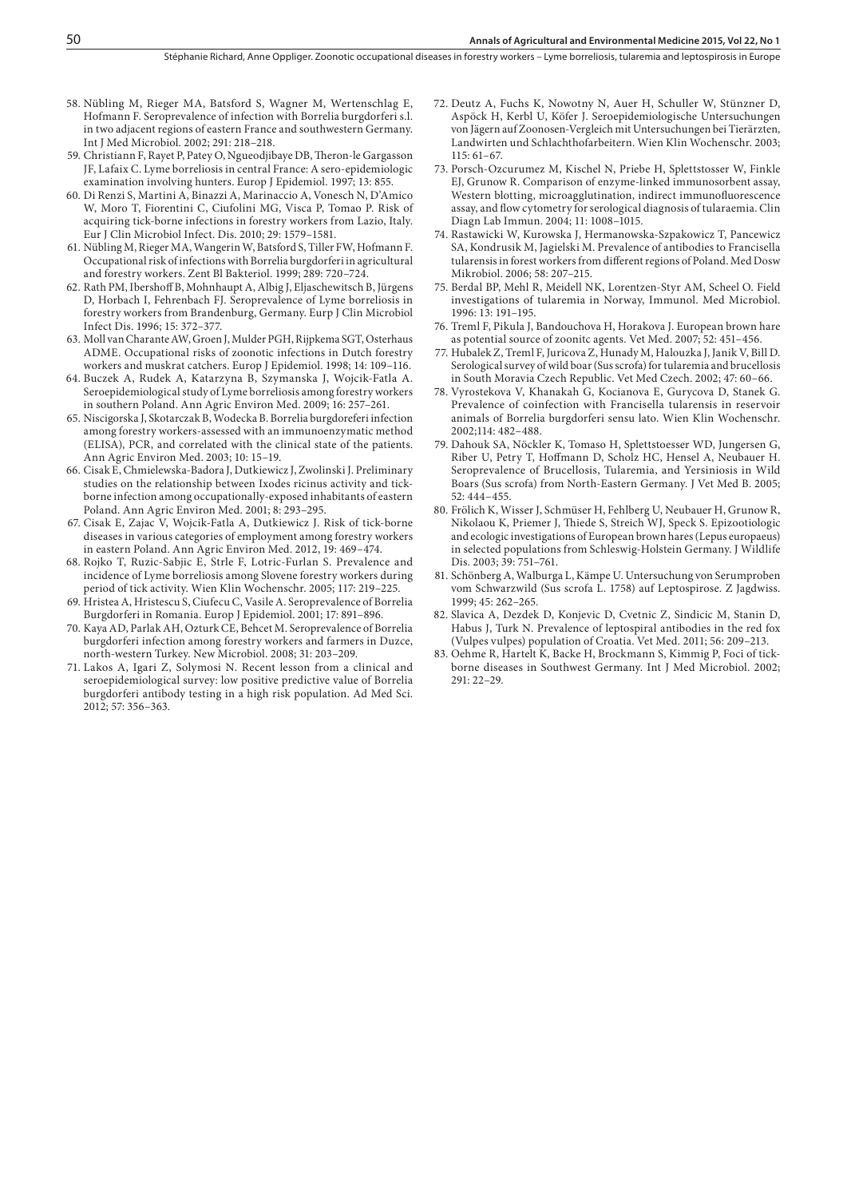58. Nübling M, Rieger MA, Batsford S, Wagner M, Wertenschlag E, Hofmann F. Seroprevalence of infection with Borrelia burgdorferi s.l. in two adjacent regions of eastern France and southwestern Germany. Int J Med Microbiol. 2002; 291: 218–218.
59. Christiann F, Rayet P, Patey O, Ngueodjibaye DB, Theron-le Gargasson JF, Lafaix C. Lyme borreliosis in central France: A sero-epidemiologic examination involving hunters. Europ J Epidemiol. 1997; 13: 855.
60. Di Renzi S, Martini A, Binazzi A, Marinaccio A, Vonesch N, D'Amico W, Moro T, Fiorentini C, Ciufolini MG, Visca P, Tomao P. Risk of acquiring tick-borne infections in forestry workers from Lazio, Italy. Eur J Clin Microbiol Infect. Dis. 2010; 29: 1579–1581.
61. Nübling M, Rieger MA, Wangerin W, Batsford S, Tiller FW, Hofmann F. Occupational risk of infections with Borrelia burgdorferi in agricultural and forestry workers. Zent Bl Bakteriol. 1999; 289: 720–724.
62. Rath PM, Ibershoff B, Mohnhaupt A, Albig J, Eljaschewitsch B, Jürgens D, Horbach I, Fehrenbach FJ. Seroprevalence of Lyme borreliosis in forestry workers from Brandenburg, Germany. Eurp J Clin Microbiol Infect Dis. 1996; 15: 372–377.
63. Moll van Charante AW, Groen J, Mulder PGH, Rijpkema SGT, Osterhaus ADME. Occupational risks of zoonotic infections in Dutch forestry workers and muskrat catchers. Europ J Epidemiol. 1998; 14: 109–116.
64. Buczek A, Rudek A, Katarzyna B, Szymanska J, Wojcik-Fatla A. Seroepidemiological study of Lyme borreliosis among forestry workers in southern Poland. Ann Agric Environ Med. 2009; 16: 257–261.
65. Niscigorska J, Skotarczak B, Wodecka B. Borrelia burgdoreferi infection among forestry workers-assessed with an immunoenzymatic method (ELISA), PCR, and correlated with the clinical state of the patients. Ann Agric Environ Med. 2003; 10: 15–19.
66. Cisak E, Chmielewska-Badora J, Dutkiewicz J, Zwolinski J. Preliminary studies on the relationship between Ixodes ricinus activity and tick-borne infection among occupationally-exposed inhabitants of eastern Poland. Ann Agric Environ Med. 2001; 8: 293–295.
67. Cisak E, Zajac V, Wojcik-Fatla A, Dutkiewicz J. Risk of tick-borne diseases in various categories of employment among forestry workers in eastern Poland. Ann Agric Environ Med. 2012, 19: 469–474.
68. Rojko T, Ruzic-Sabjic E, Strle F, Lotric-Furlan S. Prevalence and incidence of Lyme borreliosis among Slovene forestry workers during period of tick activity. Wien Klin Wochenschr. 2005; 117: 219–225.
69. Hristea A, Hristescu S, Ciufecu C, Vasile A. Seroprevalence of Borrelia Burgdorferi in Romania. Europ J Epidemiol. 2001; 17: 891–896.
70. Kaya AD, Parlak AH, Ozturk CE, Behcet M. Seroprevalence of Borrelia burgdorferi infection among forestry workers and farmers in Duzce, north-western Turkey. New Microbiol. 2008; 31: 203–209.
71. Lakos A, Igari Z, Solymosi N. Recent lesson from a clinical and seroepidemiological survey: low positive predictive value of Borrelia burgdorferi antibody testing in a high risk population. Ad Med Sci. 2012; 57: 356–363.
72. Deutz A, Fuchs K, Nowotny N, Auer H, Schuller W, Stünzner D, Aspöck H, Kerbl U, Köfer J. Seroepidemiologische Untersuchungen von Jägern auf Zoonosen-Vergleich mit Untersuchungen bei Tierärzten, Landwirten und Schlachthofarbeitern. Wien Klin Wochenschr. 2003; 115: 61–67.
73. Porsch-Ozcurumez M, Kischel N, Priebe H, Splettstosser W, Finkle EJ, Grunow R. Comparison of enzyme-linked immunosorbent assay, Western blotting, microagglutination, indirect immunofluorescence assay, and flow cytometry for serological diagnosis of tularaemia. Clin Diagn Lab Immun. 2004; 11: 1008–1015.
74. Rastawicki W, Kurowska J, Hermanowska-Szpakowicz T, Pancewicz SA, Kondrusik M, Jagielski M. Prevalence of antibodies to Francisella tularensis in forest workers from different regions of Poland. Med Dosw Mikrobiol. 2006; 58: 207–215.
75. Berdal BP, Mehl R, Meidell NK, Lorentzen-Styr AM, Scheel O. Field investigations of tularemia in Norway, Immunol. Med Microbiol. 1996: 13: 191–195.
76. Treml F, Pikula J, Bandouchova H, Horakova J. European brown hare as potential source of zoonitc agents. Vet Med. 2007; 52: 451–456.
77. Hubalek Z, Treml F, Juricova Z, Hunady M, Halouzka J, Janik V, Bill D. Serological survey of wild boar (Sus scrofa) for tularemia and brucellosis in South Moravia Czech Republic. Vet Med Czech. 2002; 47: 60–66.
78. Vyrostekova V, Khanakah G, Kocianova E, Gurycova D, Stanek G. Prevalence of coinfection with Francisella tularensis in reservoir animals of Borrelia burgdorferi sensu lato. Wien Klin Wochenschr. 2002;114: 482–488.
79. Dahouk SA, Nöckler K, Tomaso H, Splettstoesser WD, Jungersen G, Riber U, Petry T, Hoffmann D, Scholz HC, Hensel A, Neubauer H. Seroprevalence of Brucellosis, Tularemia, and Yersiniosis in Wild Boars (Sus scrofa) from North-Eastern Germany. J Vet Med B. 2005; 52: 444–455.
80. Frölich K, Wisser J, Schmüser H, Fehlberg U, Neubauer H, Grunow R, Nikolaou K, Priemer J, Thiede S, Streich WJ, Speck S. Epizootiologic and ecologic investigations of European brown hares (Lepus europaeus) in selected populations from Schleswig-Holstein Germany. J Wildlife Dis. 2003; 39: 751–761.
81. Schönberg A, Walburga L, Kämpe U. Untersuchung von Serumproben vom Schwarzwild (Sus scrofa L. 1758) auf Leptospirose. Z Jagdwiss. 1999; 45: 262–265.
82. Slavica A, Dezdek D, Konjevic D, Cvetnic Z, Sindicic M, Stanin D, Habus J, Turk N. Prevalence of leptospiral antibodies in the red fox (Vulpes vulpes) population of Croatia. Vet Med. 2011; 56: 209–213.
83. Oehme R, Hartelt K, Backe H, Brockmann S, Kimmig P, Foci of tick-borne diseases in Southwest Germany. Int J Med Microbiol. 2002; 291: 22–29.